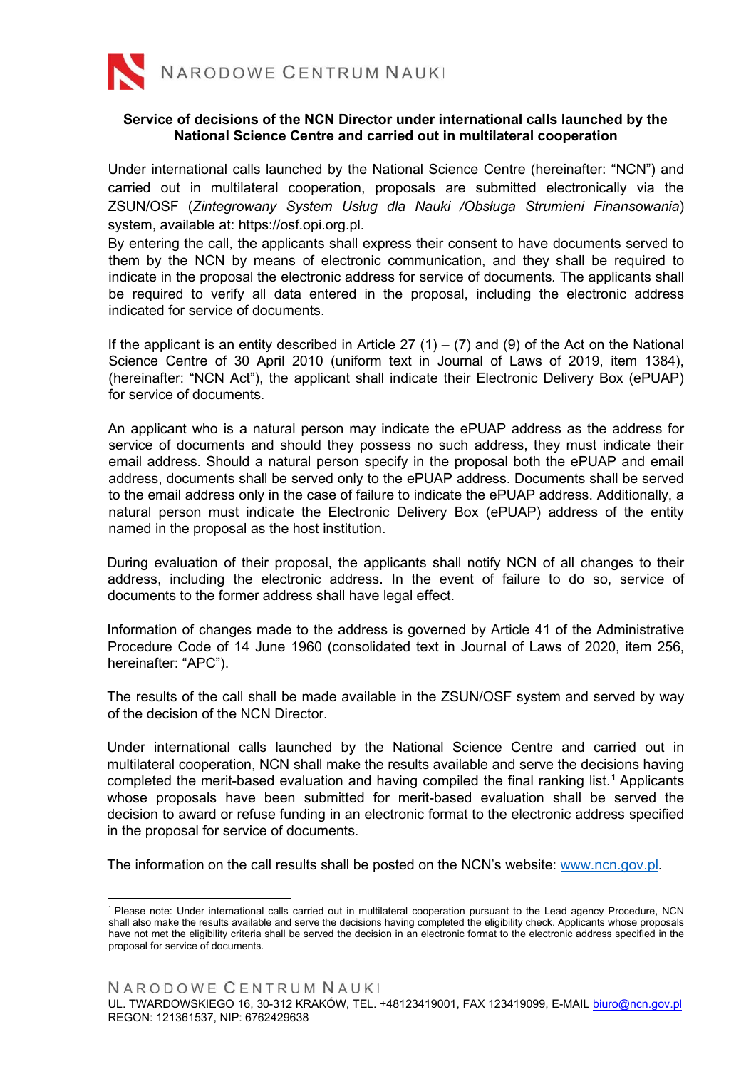**Service of decisions of the NCN Director under international calls launched by the National Science Centre and carried out in multilateral cooperation**

Under international calls launched by the National Science Centre (hereinafter: "NCN") and carried out in multilateral cooperation, proposals are submitted electronically via the ZSUN/OSF (*Zintegrowany System Usług dla Nauki /Obsługa Strumieni Finansowania*) system, available at: https://osf.opi.org.pl.

By entering the call, the applicants shall express their consent to have documents served to them by the NCN by means of electronic communication, and they shall be required to indicate in the proposal the electronic address for service of documents. The applicants shall be required to verify all data entered in the proposal, including the electronic address indicated for service of documents.

If the applicant is an entity described in Article 27 (1) – (7) and (9) of the Act on the National Science Centre of 30 April 2010 (uniform text in Journal of Laws of 2019, item 1384), (hereinafter: "NCN Act"), the applicant shall indicate their Electronic Delivery Box (ePUAP) for service of documents.

An applicant who is a natural person may indicate the ePUAP address as the address for service of documents and should they possess no such address, they must indicate their email address. Should a natural person specify in the proposal both the ePUAP and email address, documents shall be served only to the ePUAP address. Documents shall be served to the email address only in the case of failure to indicate the ePUAP address. Additionally, a natural person must indicate the Electronic Delivery Box (ePUAP) address of the entity named in the proposal as the host institution.

During evaluation of their proposal, the applicants shall notify NCN of all changes to their address, including the electronic address. In the event of failure to do so, service of documents to the former address shall have legal effect.

Information of changes made to the address is governed by Article 41 of the Administrative Procedure Code of 14 June 1960 (consolidated text in Journal of Laws of 2020, item 256, hereinafter: "APC").

The results of the call shall be made available in the ZSUN/OSF system and served by way of the decision of the NCN Director.

Under international calls launched by the National Science Centre and carried out in multilateral cooperation, NCN shall make the results available and serve the decisions having completed the merit-based evaluation and having compiled the final ranking list.[1] Applicants whose proposals have been submitted for merit-based evaluation shall be served the decision to award or refuse funding in an electronic format to the electronic address specified in the proposal for service of documents.

The information on the call results shall be posted on the NCN's website: [www.ncn.gov.pl](http://www.ncn.gov.pl).

---

[1] Please note: Under international calls carried out in multilateral cooperation pursuant to the Lead agency Procedure, NCN shall also make the results available and serve the decisions having completed the eligibility check. Applicants whose proposals have not met the eligibility criteria shall be served the decision in an electronic format to the electronic address specified in the proposal for service of documents.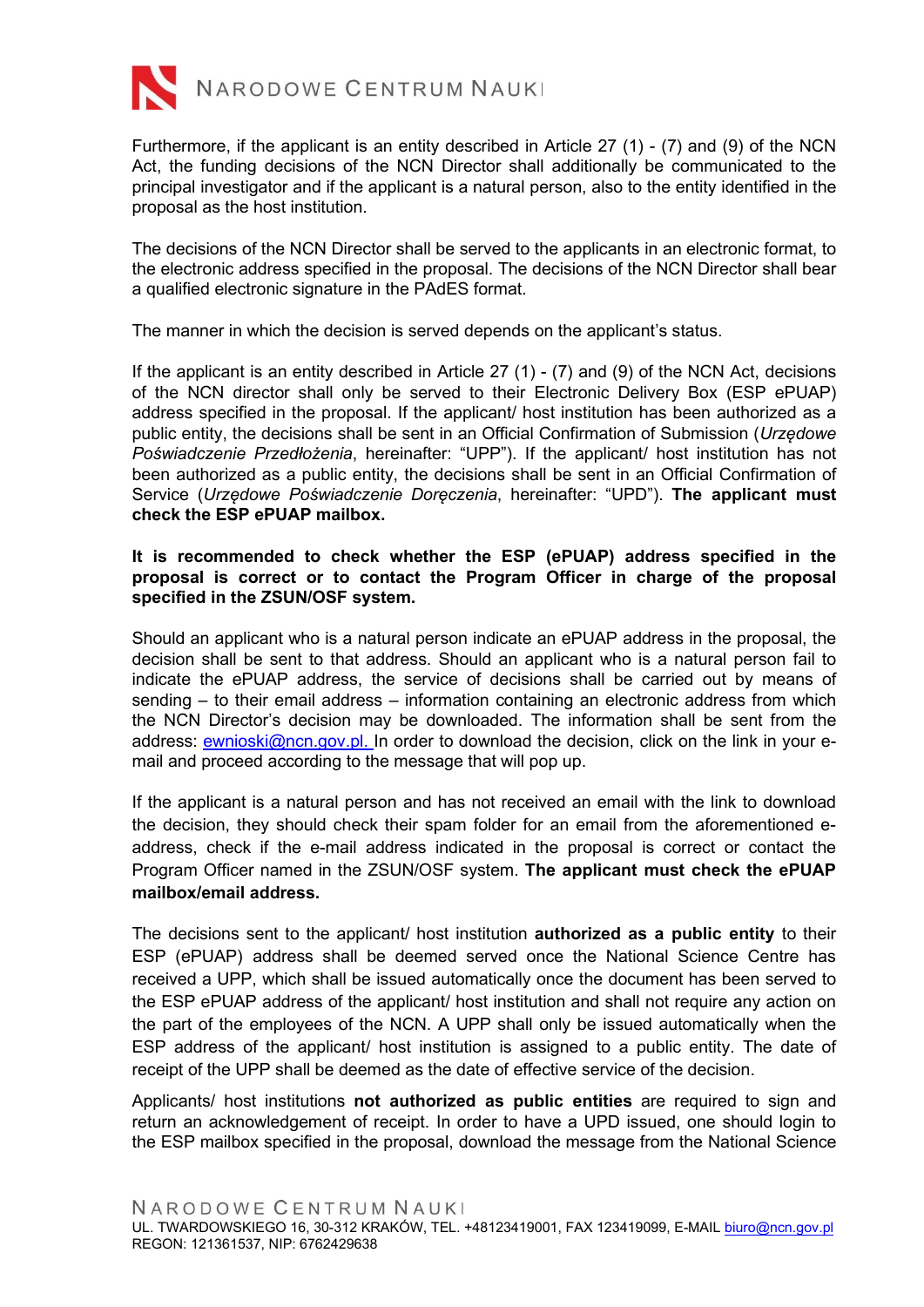Furthermore, if the applicant is an entity described in Article 27 (1) - (7) and (9) of the NCN Act, the funding decisions of the NCN Director shall additionally be communicated to the principal investigator and if the applicant is a natural person, also to the entity identified in the proposal as the host institution.

The decisions of the NCN Director shall be served to the applicants in an electronic format, to the electronic address specified in the proposal. The decisions of the NCN Director shall bear a qualified electronic signature in the PAdES format.

The manner in which the decision is served depends on the applicant's status.

If the applicant is an entity described in Article 27 (1) - (7) and (9) of the NCN Act, decisions of the NCN director shall only be served to their Electronic Delivery Box (ESP ePUAP) address specified in the proposal. If the applicant/ host institution has been authorized as a public entity, the decisions shall be sent in an Official Confirmation of Submission (*Urzędowe Poświadczenie Przedłożenia*, hereinafter: "UPP"). If the applicant/ host institution has not been authorized as a public entity, the decisions shall be sent in an Official Confirmation of Service (*Urzędowe Poświadczenie Doręczenia*, hereinafter: "UPD"). **The applicant must check the ESP ePUAP mailbox.**

**It is recommended to check whether the ESP (ePUAP) address specified in the proposal is correct or to contact the Program Officer in charge of the proposal specified in the ZSUN/OSF system.**

Should an applicant who is a natural person indicate an ePUAP address in the proposal, the decision shall be sent to that address. Should an applicant who is a natural person fail to indicate the ePUAP address, the service of decisions shall be carried out by means of sending – to their email address – information containing an electronic address from which the NCN Director's decision may be downloaded. The information shall be sent from the address: ewnioski@ncn.gov.pl. In order to download the decision, click on the link in your e-mail and proceed according to the message that will pop up.

If the applicant is a natural person and has not received an email with the link to download the decision, they should check their spam folder for an email from the aforementioned e-address, check if the e-mail address indicated in the proposal is correct or contact the Program Officer named in the ZSUN/OSF system. **The applicant must check the ePUAP mailbox/email address.**

The decisions sent to the applicant/ host institution **authorized as a public entity** to their ESP (ePUAP) address shall be deemed served once the National Science Centre has received a UPP, which shall be issued automatically once the document has been served to the ESP ePUAP address of the applicant/ host institution and shall not require any action on the part of the employees of the NCN. A UPP shall only be issued automatically when the ESP address of the applicant/ host institution is assigned to a public entity. The date of receipt of the UPP shall be deemed as the date of effective service of the decision.

Applicants/ host institutions **not authorized as public entities** are required to sign and return an acknowledgement of receipt. In order to have a UPD issued, one should login to the ESP mailbox specified in the proposal, download the message from the National Science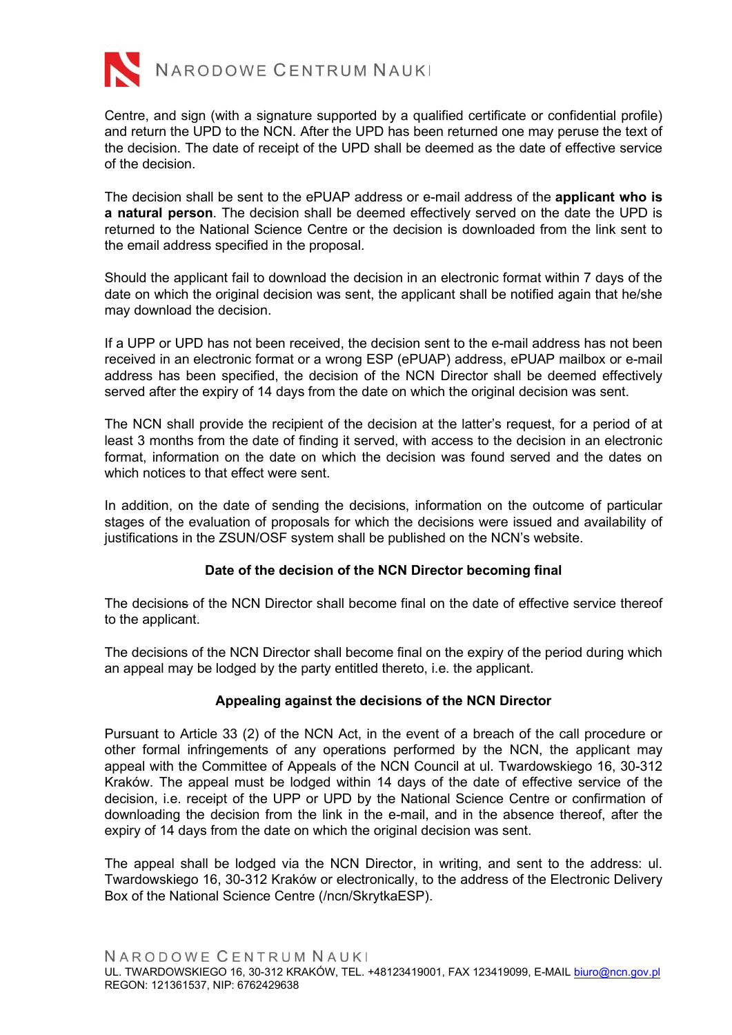Centre, and sign (with a signature supported by a qualified certificate or confidential profile) and return the UPD to the NCN. After the UPD has been returned one may peruse the text of the decision. The date of receipt of the UPD shall be deemed as the date of effective service of the decision.

The decision shall be sent to the ePUAP address or e-mail address of the **applicant who is a natural person**. The decision shall be deemed effectively served on the date the UPD is returned to the National Science Centre or the decision is downloaded from the link sent to the email address specified in the proposal.

Should the applicant fail to download the decision in an electronic format within 7 days of the date on which the original decision was sent, the applicant shall be notified again that he/she may download the decision.

If a UPP or UPD has not been received, the decision sent to the e-mail address has not been received in an electronic format or a wrong ESP (ePUAP) address, ePUAP mailbox or e-mail address has been specified, the decision of the NCN Director shall be deemed effectively served after the expiry of 14 days from the date on which the original decision was sent.

The NCN shall provide the recipient of the decision at the latter's request, for a period of at least 3 months from the date of finding it served, with access to the decision in an electronic format, information on the date on which the decision was found served and the dates on which notices to that effect were sent.

In addition, on the date of sending the decisions, information on the outcome of particular stages of the evaluation of proposals for which the decisions were issued and availability of justifications in the ZSUN/OSF system shall be published on the NCN's website.

**Date of the decision of the NCN Director becoming final**

The decisions of the NCN Director shall become final on the date of effective service thereof to the applicant.

The decisions of the NCN Director shall become final on the expiry of the period during which an appeal may be lodged by the party entitled thereto, i.e. the applicant.

**Appealing against the decisions of the NCN Director**

Pursuant to Article 33 (2) of the NCN Act, in the event of a breach of the call procedure or other formal infringements of any operations performed by the NCN, the applicant may appeal with the Committee of Appeals of the NCN Council at ul. Twardowskiego 16, 30-312 Kraków. The appeal must be lodged within 14 days of the date of effective service of the decision, i.e. receipt of the UPP or UPD by the National Science Centre or confirmation of downloading the decision from the link in the e-mail, and in the absence thereof, after the expiry of 14 days from the date on which the original decision was sent.

The appeal shall be lodged via the NCN Director, in writing, and sent to the address: ul. Twardowskiego 16, 30-312 Kraków or electronically, to the address of the Electronic Delivery Box of the National Science Centre (/ncn/SkrytkaESP).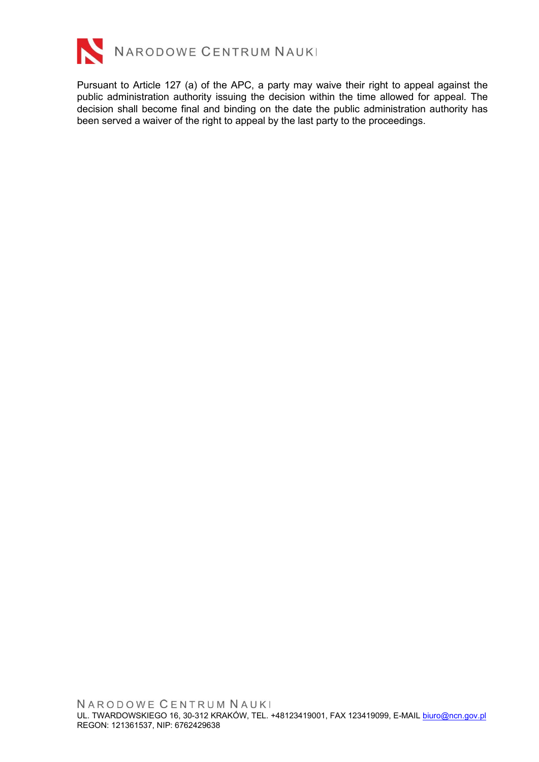Pursuant to Article 127 (a) of the APC, a party may waive their right to appeal against the public administration authority issuing the decision within the time allowed for appeal. The decision shall become final and binding on the date the public administration authority has been served a waiver of the right to appeal by the last party to the proceedings.